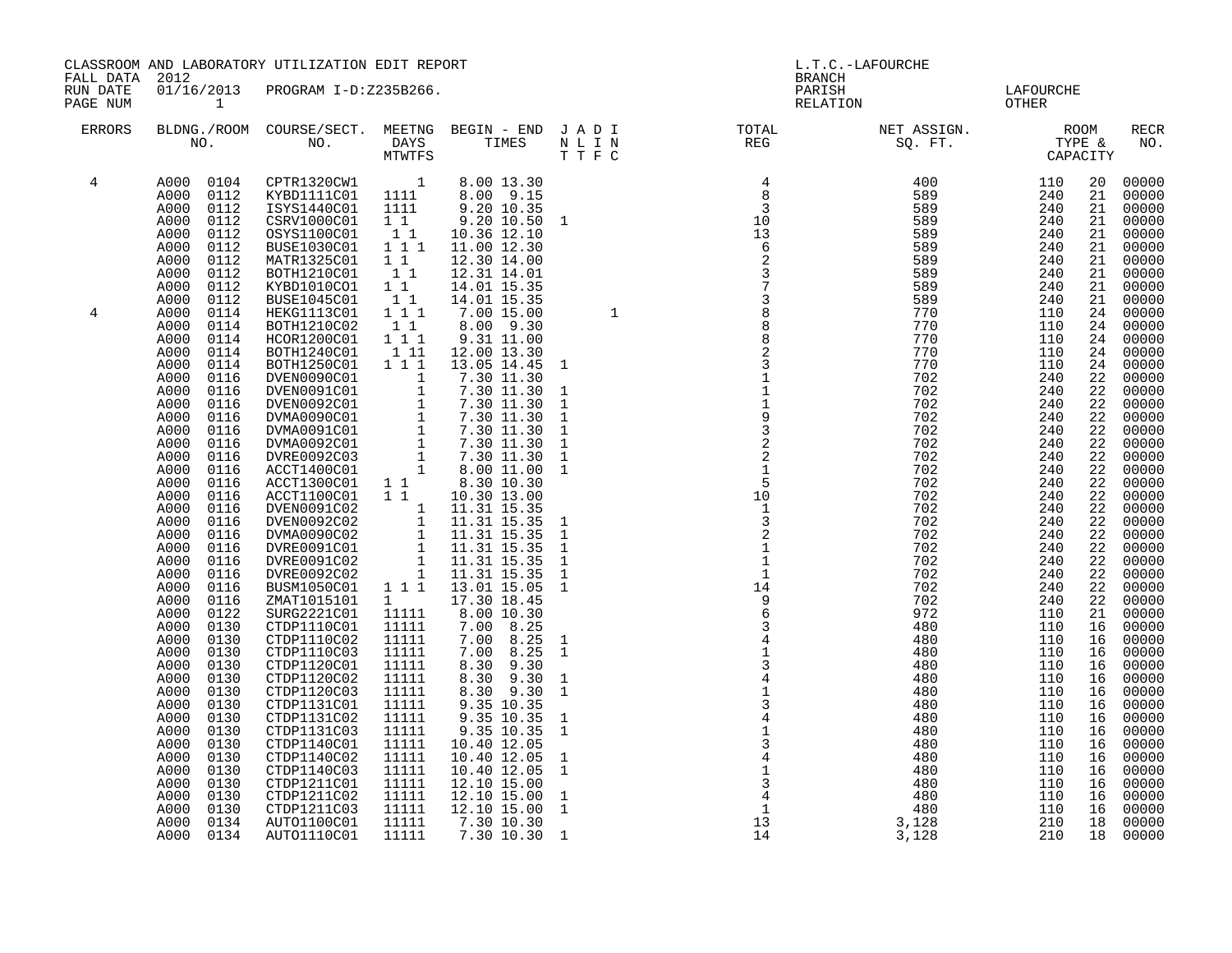CLASSROOM AND LABORATORY UTILIZATION EDIT REPORT
FALL DATA 2012
RUN DATE 01/16/2013 PROGRAM I-D:Z235B266.
PAGE NUM 1

L.T.C.-LAFOURCHE
BRANCH
PARISH LAFOURCHE
RELATION OTHER

| ERRORS | BLDNG./ROOM NO. | COURSE/SECT. NO. | MEETNG DAYS MTWTFS | BEGIN - END TIMES | J N T | A L T | D I F | I N C | TOTAL REG | NET ASSIGN. SQ. FT. | ROOM TYPE & | CAPACITY | RECR NO. |
|---|---|---|---|---|---|---|---|---|---|---|---|---|---|
| 4 | A000 0104 | CPTR1320CW1 | 1 | 8.00 13.30 | | | | | 4 | 400 | 110 | 20 | 00000 |
| | A000 0112 | KYBD1111C01 | 1111 | 8.00 9.15 | | | | | 8 | 589 | 240 | 21 | 00000 |
| | A000 0112 | ISYS1440C01 | 1111 | 9.20 10.35 | | | | | 3 | 589 | 240 | 21 | 00000 |
| | A000 0112 | CSRV1000C01 | 1 1 | 9.20 10.50 | 1 | | | | 10 | 589 | 240 | 21 | 00000 |
| | A000 0112 | OSYS1100C01 | 1 1 | 10.36 12.10 | | | | | 13 | 589 | 240 | 21 | 00000 |
| | A000 0112 | BUSE1030C01 | 1 1 1 | 11.00 12.30 | | | | | 6 | 589 | 240 | 21 | 00000 |
| | A000 0112 | MATR1325C01 | 1 1 | 12.30 14.00 | | | | | 2 | 589 | 240 | 21 | 00000 |
| | A000 0112 | BOTH1210C01 | 1 1 | 12.31 14.01 | | | | | 3 | 589 | 240 | 21 | 00000 |
| | A000 0112 | KYBD1010C01 | 1 1 | 14.01 15.35 | | | | | 7 | 589 | 240 | 21 | 00000 |
| | A000 0112 | BUSE1045C01 | 1 1 | 14.01 15.35 | | | | | 3 | 589 | 240 | 21 | 00000 |
| 4 | A000 0114 | HEKG1113C01 | 1 1 1 | 7.00 15.00 | | | | 1 | 8 | 770 | 110 | 24 | 00000 |
| | A000 0114 | BOTH1210C02 | 1 1 | 8.00 9.30 | | | | | 8 | 770 | 110 | 24 | 00000 |
| | A000 0114 | HCOR1200C01 | 1 1 1 | 9.31 11.00 | | | | | 8 | 770 | 110 | 24 | 00000 |
| | A000 0114 | BOTH1240C01 | 1 11 | 12.00 13.30 | | | | | 2 | 770 | 110 | 24 | 00000 |
| | A000 0114 | BOTH1250C01 | 1 1 1 | 13.05 14.45 | 1 | | | | 3 | 770 | 110 | 24 | 00000 |
| | A000 0116 | DVEN0090C01 | 1 | 7.30 11.30 | | | | | 1 | 702 | 240 | 22 | 00000 |
| | A000 0116 | DVEN0091C01 | 1 | 7.30 11.30 | 1 | | | | 1 | 702 | 240 | 22 | 00000 |
| | A000 0116 | DVEN0092C01 | 1 | 7.30 11.30 | 1 | | | | 1 | 702 | 240 | 22 | 00000 |
| | A000 0116 | DVMA0090C01 | 1 | 7.30 11.30 | 1 | | | | 9 | 702 | 240 | 22 | 00000 |
| | A000 0116 | DVMA0091C01 | 1 | 7.30 11.30 | 1 | | | | 3 | 702 | 240 | 22 | 00000 |
| | A000 0116 | DVMA0092C01 | 1 | 7.30 11.30 | 1 | | | | 2 | 702 | 240 | 22 | 00000 |
| | A000 0116 | DVRE0092C03 | 1 | 7.30 11.30 | 1 | | | | 2 | 702 | 240 | 22 | 00000 |
| | A000 0116 | ACCT1400C01 | 1 | 8.00 11.00 | 1 | | | | 1 | 702 | 240 | 22 | 00000 |
| | A000 0116 | ACCT1300C01 | 1 1 | 8.30 10.30 | | | | | 5 | 702 | 240 | 22 | 00000 |
| | A000 0116 | ACCT1100C01 | 1 1 | 10.30 13.00 | | | | | 10 | 702 | 240 | 22 | 00000 |
| | A000 0116 | DVEN0091C02 | 1 | 11.31 15.35 | | | | | 1 | 702 | 240 | 22 | 00000 |
| | A000 0116 | DVEN0092C02 | 1 | 11.31 15.35 | 1 | | | | 3 | 702 | 240 | 22 | 00000 |
| | A000 0116 | DVMA0090C02 | 1 | 11.31 15.35 | 1 | | | | 2 | 702 | 240 | 22 | 00000 |
| | A000 0116 | DVRE0091C01 | 1 | 11.31 15.35 | 1 | | | | 1 | 702 | 240 | 22 | 00000 |
| | A000 0116 | DVRE0091C02 | 1 | 11.31 15.35 | 1 | | | | 1 | 702 | 240 | 22 | 00000 |
| | A000 0116 | DVRE0092C02 | 1 | 11.31 15.35 | 1 | | | | 1 | 702 | 240 | 22 | 00000 |
| | A000 0116 | BUSM1050C01 | 1 1 1 | 13.01 15.05 | 1 | | | | 14 | 702 | 240 | 22 | 00000 |
| | A000 0116 | ZMAT1015101 | 1 | 17.30 18.45 | | | | | 9 | 702 | 240 | 22 | 00000 |
| | A000 0122 | SURG2221C01 | 11111 | 8.00 10.30 | | | | | 6 | 972 | 110 | 21 | 00000 |
| | A000 0130 | CTDP1110C01 | 11111 | 7.00 8.25 | | | | | 3 | 480 | 110 | 16 | 00000 |
| | A000 0130 | CTDP1110C02 | 11111 | 7.00 8.25 | 1 | | | | 4 | 480 | 110 | 16 | 00000 |
| | A000 0130 | CTDP1110C03 | 11111 | 7.00 8.25 | 1 | | | | 1 | 480 | 110 | 16 | 00000 |
| | A000 0130 | CTDP1120C01 | 11111 | 8.30 9.30 | | | | | 3 | 480 | 110 | 16 | 00000 |
| | A000 0130 | CTDP1120C02 | 11111 | 8.30 9.30 | 1 | | | | 4 | 480 | 110 | 16 | 00000 |
| | A000 0130 | CTDP1120C03 | 11111 | 8.30 9.30 | 1 | | | | 1 | 480 | 110 | 16 | 00000 |
| | A000 0130 | CTDP1131C01 | 11111 | 9.35 10.35 | | | | | 3 | 480 | 110 | 16 | 00000 |
| | A000 0130 | CTDP1131C02 | 11111 | 9.35 10.35 | 1 | | | | 4 | 480 | 110 | 16 | 00000 |
| | A000 0130 | CTDP1131C03 | 11111 | 9.35 10.35 | 1 | | | | 1 | 480 | 110 | 16 | 00000 |
| | A000 0130 | CTDP1140C01 | 11111 | 10.40 12.05 | | | | | 3 | 480 | 110 | 16 | 00000 |
| | A000 0130 | CTDP1140C02 | 11111 | 10.40 12.05 | 1 | | | | 4 | 480 | 110 | 16 | 00000 |
| | A000 0130 | CTDP1140C03 | 11111 | 10.40 12.05 | 1 | | | | 1 | 480 | 110 | 16 | 00000 |
| | A000 0130 | CTDP1211C01 | 11111 | 12.10 15.00 | | | | | 3 | 480 | 110 | 16 | 00000 |
| | A000 0130 | CTDP1211C02 | 11111 | 12.10 15.00 | 1 | | | | 4 | 480 | 110 | 16 | 00000 |
| | A000 0130 | CTDP1211C03 | 11111 | 12.10 15.00 | 1 | | | | 1 | 480 | 110 | 16 | 00000 |
| | A000 0134 | AUTO1100C01 | 11111 | 7.30 10.30 | | | | | 13 | 3,128 | 210 | 18 | 00000 |
| | A000 0134 | AUTO1110C01 | 11111 | 7.30 10.30 | 1 | | | | 14 | 3,128 | 210 | 18 | 00000 |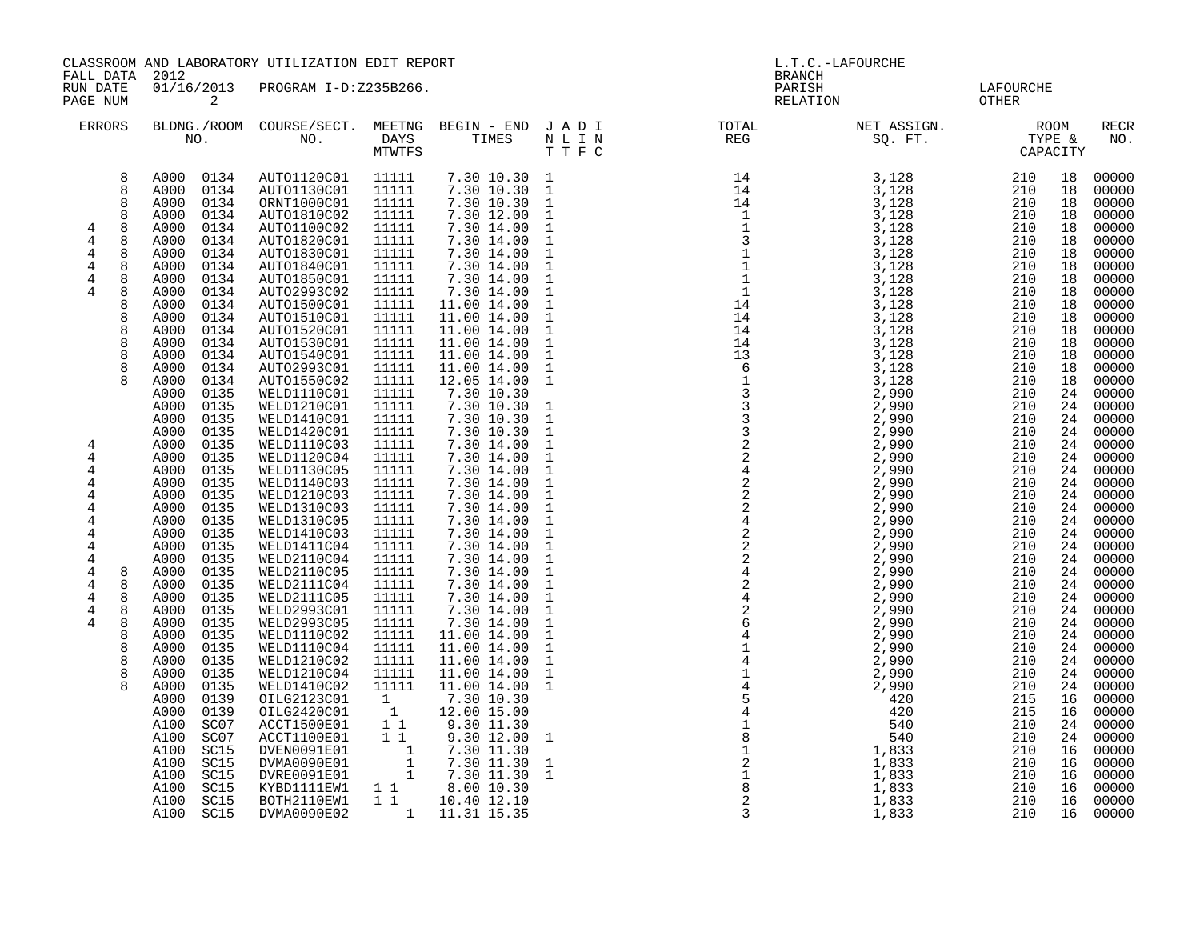CLASSROOM AND LABORATORY UTILIZATION EDIT REPORT
FALL DATA 2012
RUN DATE 01/16/2013 PROGRAM I-D:Z235B266.
PAGE NUM 2

L.T.C.-LAFOURCHE
BRANCH
PARISH LAFOURCHE
RELATION OTHER

| ERRORS | | BLDNG./ROOM NO. | | COURSE/SECT. NO. | MEETNG DAYS MTWTFS | BEGIN - END TIMES | | J A D I N L I N T T F C | TOTAL REG | NET ASSIGN. SQ. FT. | ROOM TYPE & CAPACITY | | RECR NO. |
|---|---|---|---|---|---|---|---|---|---|---|---|---|---|
| | 8 | A000 | 0134 | AUTO1120C01 | 11111 | 7.30 | 10.30 | 1 | 14 | 3,128 | 210 | 18 | 00000 |
| | 8 | A000 | 0134 | AUTO1130C01 | 11111 | 7.30 | 10.30 | 1 | 14 | 3,128 | 210 | 18 | 00000 |
| | 8 | A000 | 0134 | ORNT1000C01 | 11111 | 7.30 | 10.30 | 1 | 14 | 3,128 | 210 | 18 | 00000 |
| | 8 | A000 | 0134 | AUTO1810C02 | 11111 | 7.30 | 12.00 | 1 | 1 | 3,128 | 210 | 18 | 00000 |
| 4 | 8 | A000 | 0134 | AUTO1100C02 | 11111 | 7.30 | 14.00 | 1 | 1 | 3,128 | 210 | 18 | 00000 |
| 4 | 8 | A000 | 0134 | AUTO1820C01 | 11111 | 7.30 | 14.00 | 1 | 3 | 3,128 | 210 | 18 | 00000 |
| 4 | 8 | A000 | 0134 | AUTO1830C01 | 11111 | 7.30 | 14.00 | 1 | 1 | 3,128 | 210 | 18 | 00000 |
| 4 | 8 | A000 | 0134 | AUTO1840C01 | 11111 | 7.30 | 14.00 | 1 | 1 | 3,128 | 210 | 18 | 00000 |
| 4 | 8 | A000 | 0134 | AUTO1850C01 | 11111 | 7.30 | 14.00 | 1 | 1 | 3,128 | 210 | 18 | 00000 |
| 4 | 8 | A000 | 0134 | AUTO2993C02 | 11111 | 7.30 | 14.00 | 1 | 1 | 3,128 | 210 | 18 | 00000 |
| | 8 | A000 | 0134 | AUTO1500C01 | 11111 | 11.00 | 14.00 | 1 | 14 | 3,128 | 210 | 18 | 00000 |
| | 8 | A000 | 0134 | AUTO1510C01 | 11111 | 11.00 | 14.00 | 1 | 14 | 3,128 | 210 | 18 | 00000 |
| | 8 | A000 | 0134 | AUTO1520C01 | 11111 | 11.00 | 14.00 | 1 | 14 | 3,128 | 210 | 18 | 00000 |
| | 8 | A000 | 0134 | AUTO1530C01 | 11111 | 11.00 | 14.00 | 1 | 14 | 3,128 | 210 | 18 | 00000 |
| | 8 | A000 | 0134 | AUTO1540C01 | 11111 | 11.00 | 14.00 | 1 | 13 | 3,128 | 210 | 18 | 00000 |
| | 8 | A000 | 0134 | AUTO2993C01 | 11111 | 11.00 | 14.00 | 1 | 6 | 3,128 | 210 | 18 | 00000 |
| | 8 | A000 | 0134 | AUTO1550C02 | 11111 | 12.05 | 14.00 | 1 | 1 | 3,128 | 210 | 18 | 00000 |
| | | A000 | 0135 | WELD1110C01 | 11111 | 7.30 | 10.30 | | 3 | 2,990 | 210 | 24 | 00000 |
| | | A000 | 0135 | WELD1210C01 | 11111 | 7.30 | 10.30 | 1 | 3 | 2,990 | 210 | 24 | 00000 |
| | | A000 | 0135 | WELD1410C01 | 11111 | 7.30 | 10.30 | 1 | 3 | 2,990 | 210 | 24 | 00000 |
| | | A000 | 0135 | WELD1420C01 | 11111 | 7.30 | 10.30 | 1 | 3 | 2,990 | 210 | 24 | 00000 |
| 4 | | A000 | 0135 | WELD1110C03 | 11111 | 7.30 | 14.00 | 1 | 2 | 2,990 | 210 | 24 | 00000 |
| 4 | | A000 | 0135 | WELD1120C04 | 11111 | 7.30 | 14.00 | 1 | 2 | 2,990 | 210 | 24 | 00000 |
| 4 | | A000 | 0135 | WELD1130C05 | 11111 | 7.30 | 14.00 | 1 | 4 | 2,990 | 210 | 24 | 00000 |
| 4 | | A000 | 0135 | WELD1140C03 | 11111 | 7.30 | 14.00 | 1 | 2 | 2,990 | 210 | 24 | 00000 |
| 4 | | A000 | 0135 | WELD1210C03 | 11111 | 7.30 | 14.00 | 1 | 2 | 2,990 | 210 | 24 | 00000 |
| 4 | | A000 | 0135 | WELD1310C03 | 11111 | 7.30 | 14.00 | 1 | 2 | 2,990 | 210 | 24 | 00000 |
| 4 | | A000 | 0135 | WELD1310C05 | 11111 | 7.30 | 14.00 | 1 | 4 | 2,990 | 210 | 24 | 00000 |
| 4 | | A000 | 0135 | WELD1410C03 | 11111 | 7.30 | 14.00 | 1 | 2 | 2,990 | 210 | 24 | 00000 |
| 4 | | A000 | 0135 | WELD1411C04 | 11111 | 7.30 | 14.00 | 1 | 2 | 2,990 | 210 | 24 | 00000 |
| 4 | | A000 | 0135 | WELD2110C04 | 11111 | 7.30 | 14.00 | 1 | 2 | 2,990 | 210 | 24 | 00000 |
| 4 | 8 | A000 | 0135 | WELD2110C05 | 11111 | 7.30 | 14.00 | 1 | 4 | 2,990 | 210 | 24 | 00000 |
| 4 | 8 | A000 | 0135 | WELD2111C04 | 11111 | 7.30 | 14.00 | 1 | 2 | 2,990 | 210 | 24 | 00000 |
| 4 | 8 | A000 | 0135 | WELD2111C05 | 11111 | 7.30 | 14.00 | 1 | 4 | 2,990 | 210 | 24 | 00000 |
| 4 | 8 | A000 | 0135 | WELD2993C01 | 11111 | 7.30 | 14.00 | 1 | 2 | 2,990 | 210 | 24 | 00000 |
| 4 | 8 | A000 | 0135 | WELD2993C05 | 11111 | 7.30 | 14.00 | 1 | 6 | 2,990 | 210 | 24 | 00000 |
| | 8 | A000 | 0135 | WELD1110C02 | 11111 | 11.00 | 14.00 | 1 | 4 | 2,990 | 210 | 24 | 00000 |
| | 8 | A000 | 0135 | WELD1110C04 | 11111 | 11.00 | 14.00 | 1 | 1 | 2,990 | 210 | 24 | 00000 |
| | 8 | A000 | 0135 | WELD1210C02 | 11111 | 11.00 | 14.00 | 1 | 4 | 2,990 | 210 | 24 | 00000 |
| | 8 | A000 | 0135 | WELD1210C04 | 11111 | 11.00 | 14.00 | 1 | 1 | 2,990 | 210 | 24 | 00000 |
| | 8 | A000 | 0135 | WELD1410C02 | 11111 | 11.00 | 14.00 | 1 | 4 | 2,990 | 210 | 24 | 00000 |
| | | A000 | 0139 | OILG2123C01 | 1 | 7.30 | 10.30 | | 5 | 420 | 215 | 16 | 00000 |
| | | A000 | 0139 | OILG2420C01 | 1 | 12.00 | 15.00 | | 4 | 420 | 215 | 16 | 00000 |
| | | A100 | SC07 | ACCT1500E01 | 1 1 | 9.30 | 11.30 | | 1 | 540 | 210 | 24 | 00000 |
| | | A100 | SC07 | ACCT1100E01 | 1 1 | 9.30 | 12.00 | 1 | 8 | 540 | 210 | 24 | 00000 |
| | | A100 | SC15 | DVEN0091E01 | 1 | 7.30 | 11.30 | | 1 | 1,833 | 210 | 16 | 00000 |
| | | A100 | SC15 | DVMA0090E01 | 1 | 7.30 | 11.30 | 1 | 2 | 1,833 | 210 | 16 | 00000 |
| | | A100 | SC15 | DVRE0091E01 | 1 | 7.30 | 11.30 | 1 | 1 | 1,833 | 210 | 16 | 00000 |
| | | A100 | SC15 | KYBD1111EW1 | 1 1 | 8.00 | 10.30 | | 8 | 1,833 | 210 | 16 | 00000 |
| | | A100 | SC15 | BOTH2110EW1 | 1 1 | 10.40 | 12.10 | | 2 | 1,833 | 210 | 16 | 00000 |
| | | A100 | SC15 | DVMA0090E02 | 1 | 11.31 | 15.35 | | 3 | 1,833 | 210 | 16 | 00000 |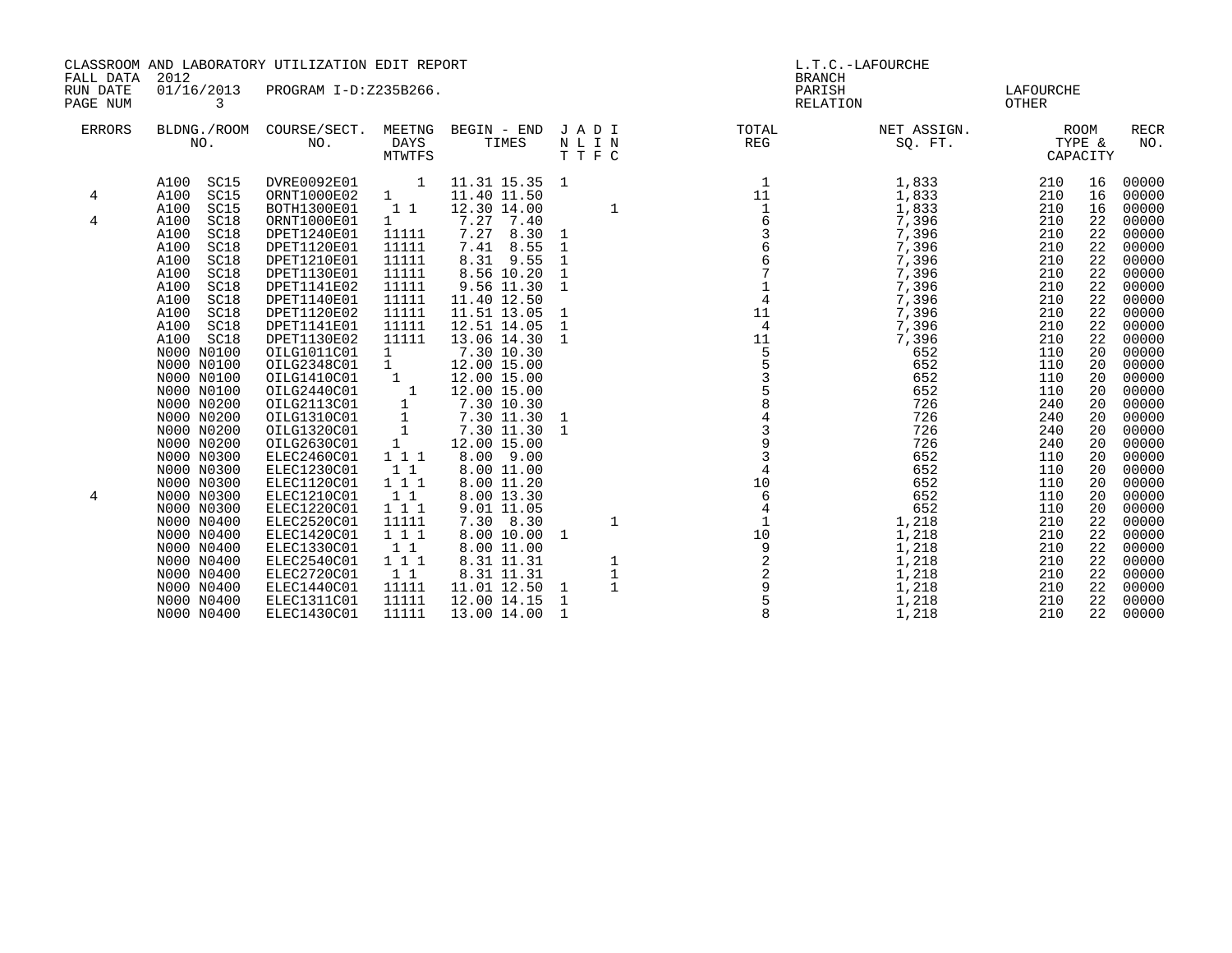CLASSROOM AND LABORATORY UTILIZATION EDIT REPORT
FALL DATA 2012
RUN DATE 01/16/2013 PROGRAM I-D:Z235B266.
PAGE NUM 3

L.T.C.-LAFOURCHE
BRANCH
PARISH LAFOURCHE
RELATION OTHER

| ERRORS | BLDNG./ROOM NO. | COURSE/SECT. NO. | MEETNG DAYS MTWTFS | BEGIN - END TIMES | J N T | A L T | D I F | I N C | TOTAL REG | NET ASSIGN. SQ. FT. | ROOM TYPE & | CAPACITY | RECR NO. |
|---|---|---|---|---|---|---|---|---|---|---|---|---|---|
| | A100 SC15 | DVRE0092E01 | 1 | 11.31 15.35 | 1 | | | | 1 | 1,833 | 210 | 16 | 00000 |
| 4 | A100 SC15 | ORNT1000E02 | 1 | 11.40 11.50 | | | | | 11 | 1,833 | 210 | 16 | 00000 |
| | A100 SC15 | BOTH1300E01 | 1 1 | 12.30 14.00 | | | | 1 | 1 | 1,833 | 210 | 16 | 00000 |
| 4 | A100 SC18 | ORNT1000E01 | 1 | 7.27 7.40 | | | | | 6 | 7,396 | 210 | 22 | 00000 |
| | A100 SC18 | DPET1240E01 | 11111 | 7.27 8.30 | 1 | | | | 3 | 7,396 | 210 | 22 | 00000 |
| | A100 SC18 | DPET1120E01 | 11111 | 7.41 8.55 | 1 | | | | 6 | 7,396 | 210 | 22 | 00000 |
| | A100 SC18 | DPET1210E01 | 11111 | 8.31 9.55 | 1 | | | | 6 | 7,396 | 210 | 22 | 00000 |
| | A100 SC18 | DPET1130E01 | 11111 | 8.56 10.20 | 1 | | | | 7 | 7,396 | 210 | 22 | 00000 |
| | A100 SC18 | DPET1141E02 | 11111 | 9.56 11.30 | 1 | | | | 1 | 7,396 | 210 | 22 | 00000 |
| | A100 SC18 | DPET1140E01 | 11111 | 11.40 12.50 | | | | | 4 | 7,396 | 210 | 22 | 00000 |
| | A100 SC18 | DPET1120E02 | 11111 | 11.51 13.05 | 1 | | | | 11 | 7,396 | 210 | 22 | 00000 |
| | A100 SC18 | DPET1141E01 | 11111 | 12.51 14.05 | 1 | | | | 4 | 7,396 | 210 | 22 | 00000 |
| | A100 SC18 | DPET1130E02 | 11111 | 13.06 14.30 | 1 | | | | 11 | 7,396 | 210 | 22 | 00000 |
| | N000 N0100 | OILG1011C01 | 1 | 7.30 10.30 | | | | | 5 | 652 | 110 | 20 | 00000 |
| | N000 N0100 | OILG2348C01 | 1 | 12.00 15.00 | | | | | 5 | 652 | 110 | 20 | 00000 |
| | N000 N0100 | OILG1410C01 | 1 | 12.00 15.00 | | | | | 3 | 652 | 110 | 20 | 00000 |
| | N000 N0100 | OILG2440C01 | 1 | 12.00 15.00 | | | | | 5 | 652 | 110 | 20 | 00000 |
| | N000 N0200 | OILG2113C01 | 1 | 7.30 10.30 | | | | | 8 | 726 | 240 | 20 | 00000 |
| | N000 N0200 | OILG1310C01 | 1 | 7.30 11.30 | 1 | | | | 4 | 726 | 240 | 20 | 00000 |
| | N000 N0200 | OILG1320C01 | 1 | 7.30 11.30 | 1 | | | | 3 | 726 | 240 | 20 | 00000 |
| | N000 N0200 | OILG2630C01 | 1 | 12.00 15.00 | | | | | 9 | 726 | 240 | 20 | 00000 |
| | N000 N0300 | ELEC2460C01 | 1 1 1 | 8.00 9.00 | | | | | 3 | 652 | 110 | 20 | 00000 |
| | N000 N0300 | ELEC1230C01 | 1 1 | 8.00 11.00 | | | | | 4 | 652 | 110 | 20 | 00000 |
| | N000 N0300 | ELEC1120C01 | 1 1 1 | 8.00 11.20 | | | | | 10 | 652 | 110 | 20 | 00000 |
| 4 | N000 N0300 | ELEC1210C01 | 1 1 | 8.00 13.30 | | | | | 6 | 652 | 110 | 20 | 00000 |
| | N000 N0300 | ELEC1220C01 | 1 1 1 | 9.01 11.05 | | | | | 4 | 652 | 110 | 20 | 00000 |
| | N000 N0400 | ELEC2520C01 | 11111 | 7.30 8.30 | | | | 1 | 1 | 1,218 | 210 | 22 | 00000 |
| | N000 N0400 | ELEC1420C01 | 1 1 1 | 8.00 10.00 | 1 | | | | 10 | 1,218 | 210 | 22 | 00000 |
| | N000 N0400 | ELEC1330C01 | 1 1 | 8.00 11.00 | | | | | 9 | 1,218 | 210 | 22 | 00000 |
| | N000 N0400 | ELEC2540C01 | 1 1 1 | 8.31 11.31 | | | | 1 | 2 | 1,218 | 210 | 22 | 00000 |
| | N000 N0400 | ELEC2720C01 | 1 1 | 8.31 11.31 | | | | 1 | 2 | 1,218 | 210 | 22 | 00000 |
| | N000 N0400 | ELEC1440C01 | 11111 | 11.01 12.50 | 1 | | | 1 | 9 | 1,218 | 210 | 22 | 00000 |
| | N000 N0400 | ELEC1311C01 | 11111 | 12.00 14.15 | 1 | | | | 5 | 1,218 | 210 | 22 | 00000 |
| | N000 N0400 | ELEC1430C01 | 11111 | 13.00 14.00 | 1 | | | | 8 | 1,218 | 210 | 22 | 00000 |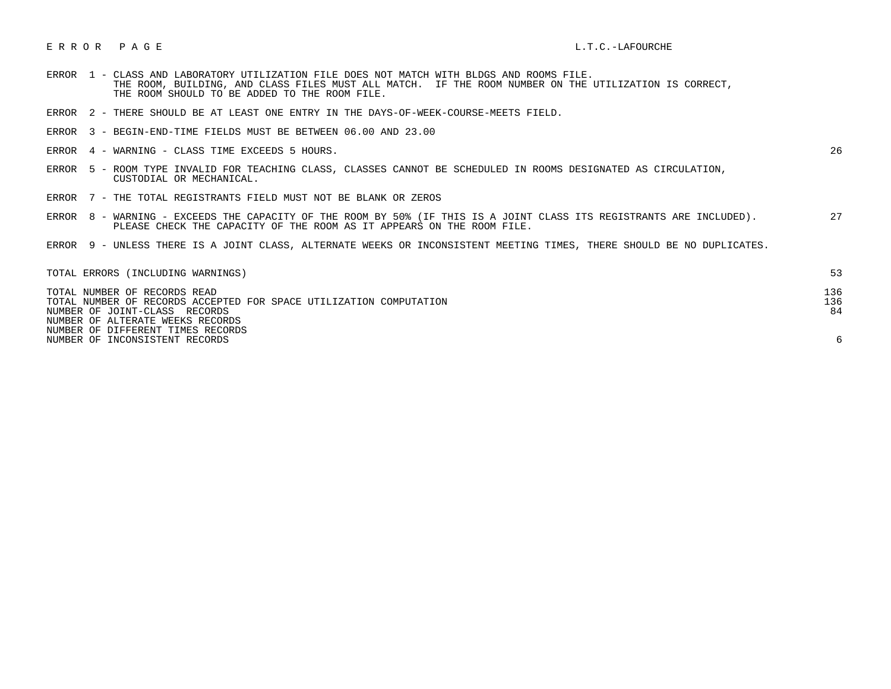# E R R O R   P A G E

L.T.C.-LAFOURCHE

| Error | Description | Count |
|---|---|---|
| ERROR 1 | CLASS AND LABORATORY UTILIZATION FILE DOES NOT MATCH WITH BLDGS AND ROOMS FILE. THE ROOM, BUILDING, AND CLASS FILES MUST ALL MATCH. IF THE ROOM NUMBER ON THE UTILIZATION IS CORRECT, THE ROOM SHOULD TO BE ADDED TO THE ROOM FILE. | |
| ERROR 2 | THERE SHOULD BE AT LEAST ONE ENTRY IN THE DAYS-OF-WEEK-COURSE-MEETS FIELD. | |
| ERROR 3 | BEGIN-END-TIME FIELDS MUST BE BETWEEN 06.00 AND 23.00 | |
| ERROR 4 | WARNING - CLASS TIME EXCEEDS 5 HOURS. | 26 |
| ERROR 5 | ROOM TYPE INVALID FOR TEACHING CLASS, CLASSES CANNOT BE SCHEDULED IN ROOMS DESIGNATED AS CIRCULATION, CUSTODIAL OR MECHANICAL. | |
| ERROR 7 | THE TOTAL REGISTRANTS FIELD MUST NOT BE BLANK OR ZEROS | |
| ERROR 8 | WARNING - EXCEEDS THE CAPACITY OF THE ROOM BY 50% (IF THIS IS A JOINT CLASS ITS REGISTRANTS ARE INCLUDED). PLEASE CHECK THE CAPACITY OF THE ROOM AS IT APPEARS ON THE ROOM FILE. | 27 |
| ERROR 9 | UNLESS THERE IS A JOINT CLASS, ALTERNATE WEEKS OR INCONSISTENT MEETING TIMES, THERE SHOULD BE NO DUPLICATES. | |

| | |
|---|---|
| TOTAL ERRORS (INCLUDING WARNINGS) | 53 |
| TOTAL NUMBER OF RECORDS READ | 136 |
| TOTAL NUMBER OF RECORDS ACCEPTED FOR SPACE UTILIZATION COMPUTATION | 136 |
| NUMBER OF JOINT-CLASS RECORDS | 84 |
| NUMBER OF ALTERATE WEEKS RECORDS | |
| NUMBER OF DIFFERENT TIMES RECORDS | |
| NUMBER OF INCONSISTENT RECORDS | 6 |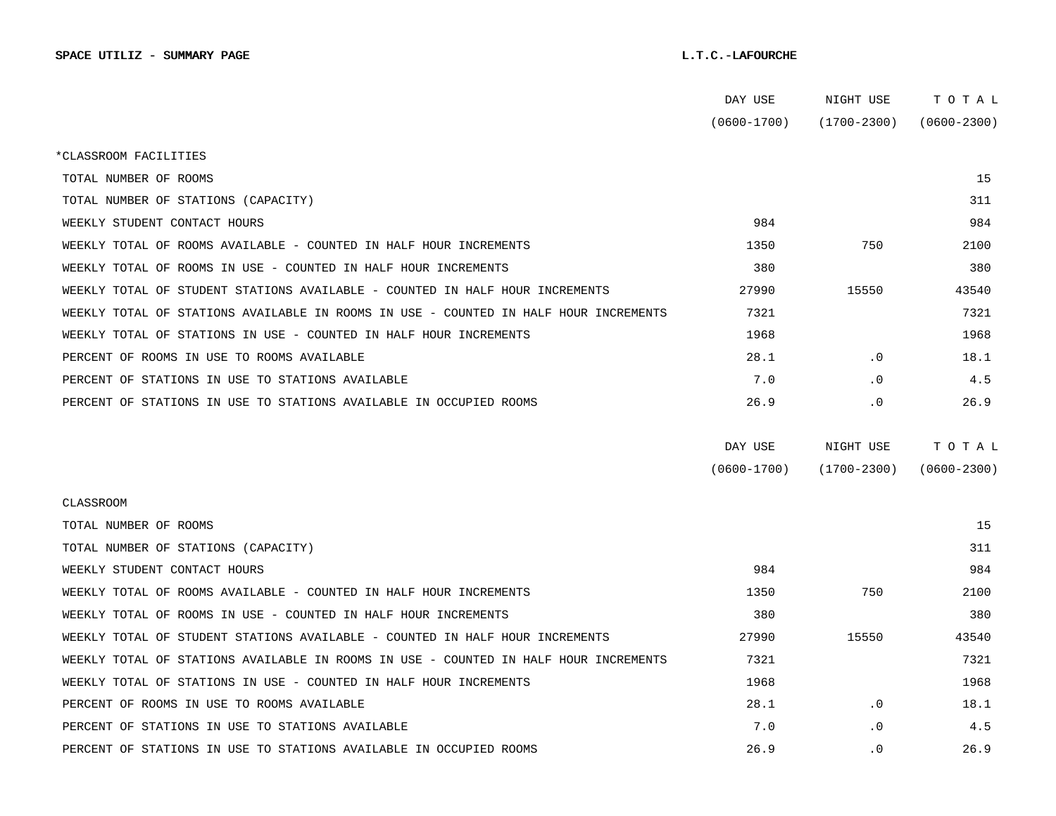**SPACE UTILIZ - SUMMARY PAGE** **L.T.C.-LAFOURCHE**

| | DAY USE (0600-1700) | NIGHT USE (1700-2300) | T O T A L (0600-2300) |
|---|---|---|---|
| *CLASSROOM FACILITIES | | | |
| TOTAL NUMBER OF ROOMS | | | 15 |
| TOTAL NUMBER OF STATIONS (CAPACITY) | | | 311 |
| WEEKLY STUDENT CONTACT HOURS | 984 | | 984 |
| WEEKLY TOTAL OF ROOMS AVAILABLE - COUNTED IN HALF HOUR INCREMENTS | 1350 | 750 | 2100 |
| WEEKLY TOTAL OF ROOMS IN USE - COUNTED IN HALF HOUR INCREMENTS | 380 | | 380 |
| WEEKLY TOTAL OF STUDENT STATIONS AVAILABLE - COUNTED IN HALF HOUR INCREMENTS | 27990 | 15550 | 43540 |
| WEEKLY TOTAL OF STATIONS AVAILABLE IN ROOMS IN USE - COUNTED IN HALF HOUR INCREMENTS | 7321 | | 7321 |
| WEEKLY TOTAL OF STATIONS IN USE - COUNTED IN HALF HOUR INCREMENTS | 1968 | | 1968 |
| PERCENT OF ROOMS IN USE TO ROOMS AVAILABLE | 28.1 | .0 | 18.1 |
| PERCENT OF STATIONS IN USE TO STATIONS AVAILABLE | 7.0 | .0 | 4.5 |
| PERCENT OF STATIONS IN USE TO STATIONS AVAILABLE IN OCCUPIED ROOMS | 26.9 | .0 | 26.9 |

| | DAY USE (0600-1700) | NIGHT USE (1700-2300) | T O T A L (0600-2300) |
|---|---|---|---|
| CLASSROOM | | | |
| TOTAL NUMBER OF ROOMS | | | 15 |
| TOTAL NUMBER OF STATIONS (CAPACITY) | | | 311 |
| WEEKLY STUDENT CONTACT HOURS | 984 | | 984 |
| WEEKLY TOTAL OF ROOMS AVAILABLE - COUNTED IN HALF HOUR INCREMENTS | 1350 | 750 | 2100 |
| WEEKLY TOTAL OF ROOMS IN USE - COUNTED IN HALF HOUR INCREMENTS | 380 | | 380 |
| WEEKLY TOTAL OF STUDENT STATIONS AVAILABLE - COUNTED IN HALF HOUR INCREMENTS | 27990 | 15550 | 43540 |
| WEEKLY TOTAL OF STATIONS AVAILABLE IN ROOMS IN USE - COUNTED IN HALF HOUR INCREMENTS | 7321 | | 7321 |
| WEEKLY TOTAL OF STATIONS IN USE - COUNTED IN HALF HOUR INCREMENTS | 1968 | | 1968 |
| PERCENT OF ROOMS IN USE TO ROOMS AVAILABLE | 28.1 | .0 | 18.1 |
| PERCENT OF STATIONS IN USE TO STATIONS AVAILABLE | 7.0 | .0 | 4.5 |
| PERCENT OF STATIONS IN USE TO STATIONS AVAILABLE IN OCCUPIED ROOMS | 26.9 | .0 | 26.9 |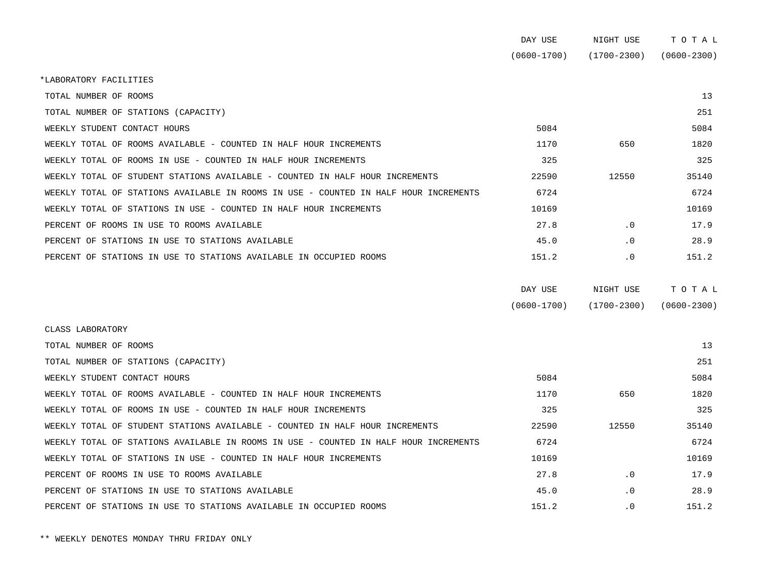| | DAY USE (0600-1700) | NIGHT USE (1700-2300) | T O T A L (0600-2300) |
|---|---|---|---|
| *LABORATORY FACILITIES | | | |
| TOTAL NUMBER OF ROOMS | | | 13 |
| TOTAL NUMBER OF STATIONS (CAPACITY) | | | 251 |
| WEEKLY STUDENT CONTACT HOURS | 5084 | | 5084 |
| WEEKLY TOTAL OF ROOMS AVAILABLE - COUNTED IN HALF HOUR INCREMENTS | 1170 | 650 | 1820 |
| WEEKLY TOTAL OF ROOMS IN USE - COUNTED IN HALF HOUR INCREMENTS | 325 | | 325 |
| WEEKLY TOTAL OF STUDENT STATIONS AVAILABLE - COUNTED IN HALF HOUR INCREMENTS | 22590 | 12550 | 35140 |
| WEEKLY TOTAL OF STATIONS AVAILABLE IN ROOMS IN USE - COUNTED IN HALF HOUR INCREMENTS | 6724 | | 6724 |
| WEEKLY TOTAL OF STATIONS IN USE - COUNTED IN HALF HOUR INCREMENTS | 10169 | | 10169 |
| PERCENT OF ROOMS IN USE TO ROOMS AVAILABLE | 27.8 | .0 | 17.9 |
| PERCENT OF STATIONS IN USE TO STATIONS AVAILABLE | 45.0 | .0 | 28.9 |
| PERCENT OF STATIONS IN USE TO STATIONS AVAILABLE IN OCCUPIED ROOMS | 151.2 | .0 | 151.2 |

| | DAY USE (0600-1700) | NIGHT USE (1700-2300) | T O T A L (0600-2300) |
|---|---|---|---|
| CLASS LABORATORY | | | |
| TOTAL NUMBER OF ROOMS | | | 13 |
| TOTAL NUMBER OF STATIONS (CAPACITY) | | | 251 |
| WEEKLY STUDENT CONTACT HOURS | 5084 | | 5084 |
| WEEKLY TOTAL OF ROOMS AVAILABLE - COUNTED IN HALF HOUR INCREMENTS | 1170 | 650 | 1820 |
| WEEKLY TOTAL OF ROOMS IN USE - COUNTED IN HALF HOUR INCREMENTS | 325 | | 325 |
| WEEKLY TOTAL OF STUDENT STATIONS AVAILABLE - COUNTED IN HALF HOUR INCREMENTS | 22590 | 12550 | 35140 |
| WEEKLY TOTAL OF STATIONS AVAILABLE IN ROOMS IN USE - COUNTED IN HALF HOUR INCREMENTS | 6724 | | 6724 |
| WEEKLY TOTAL OF STATIONS IN USE - COUNTED IN HALF HOUR INCREMENTS | 10169 | | 10169 |
| PERCENT OF ROOMS IN USE TO ROOMS AVAILABLE | 27.8 | .0 | 17.9 |
| PERCENT OF STATIONS IN USE TO STATIONS AVAILABLE | 45.0 | .0 | 28.9 |
| PERCENT OF STATIONS IN USE TO STATIONS AVAILABLE IN OCCUPIED ROOMS | 151.2 | .0 | 151.2 |

** WEEKLY DENOTES MONDAY THRU FRIDAY ONLY